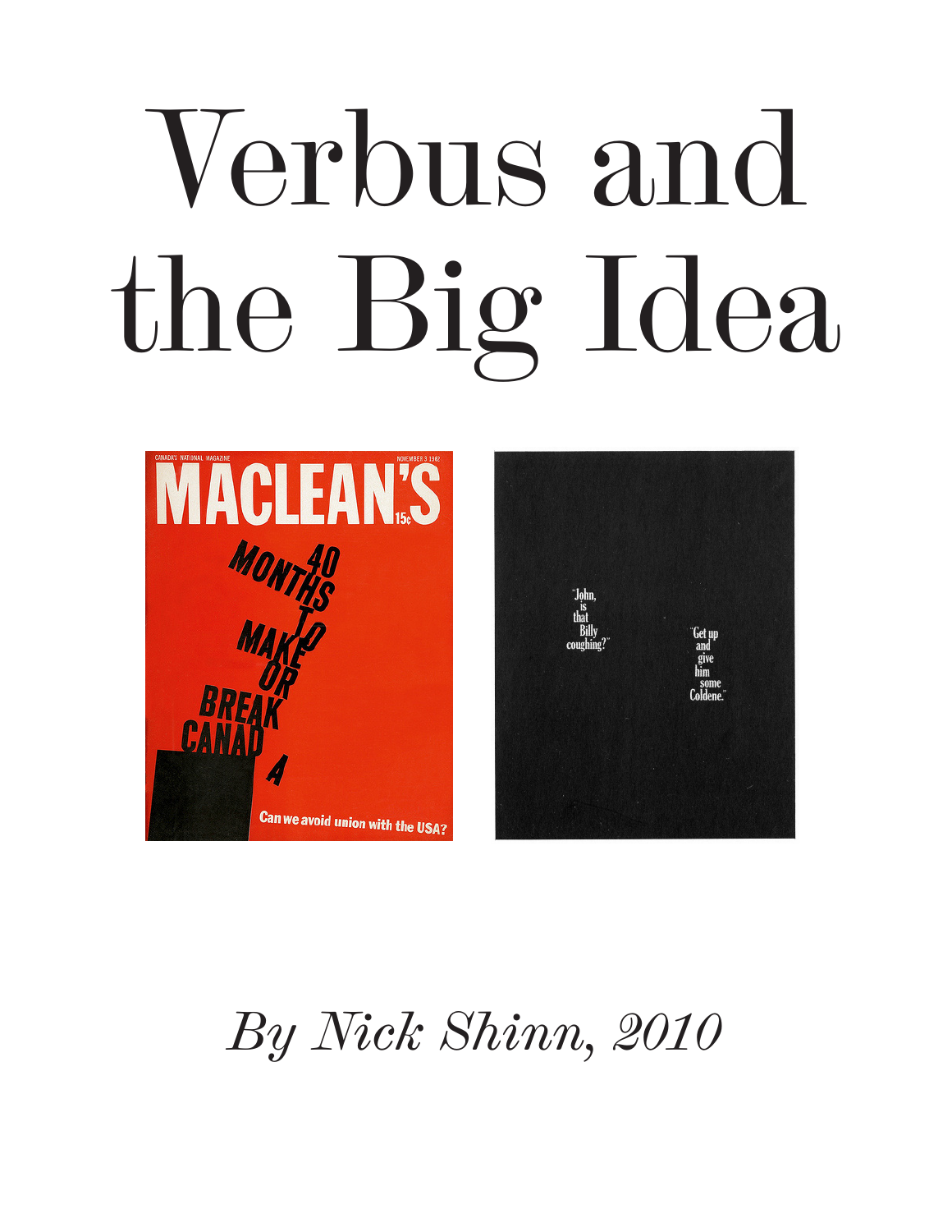# Verbus and the Big Idea

*By Nick Shinn, 2010*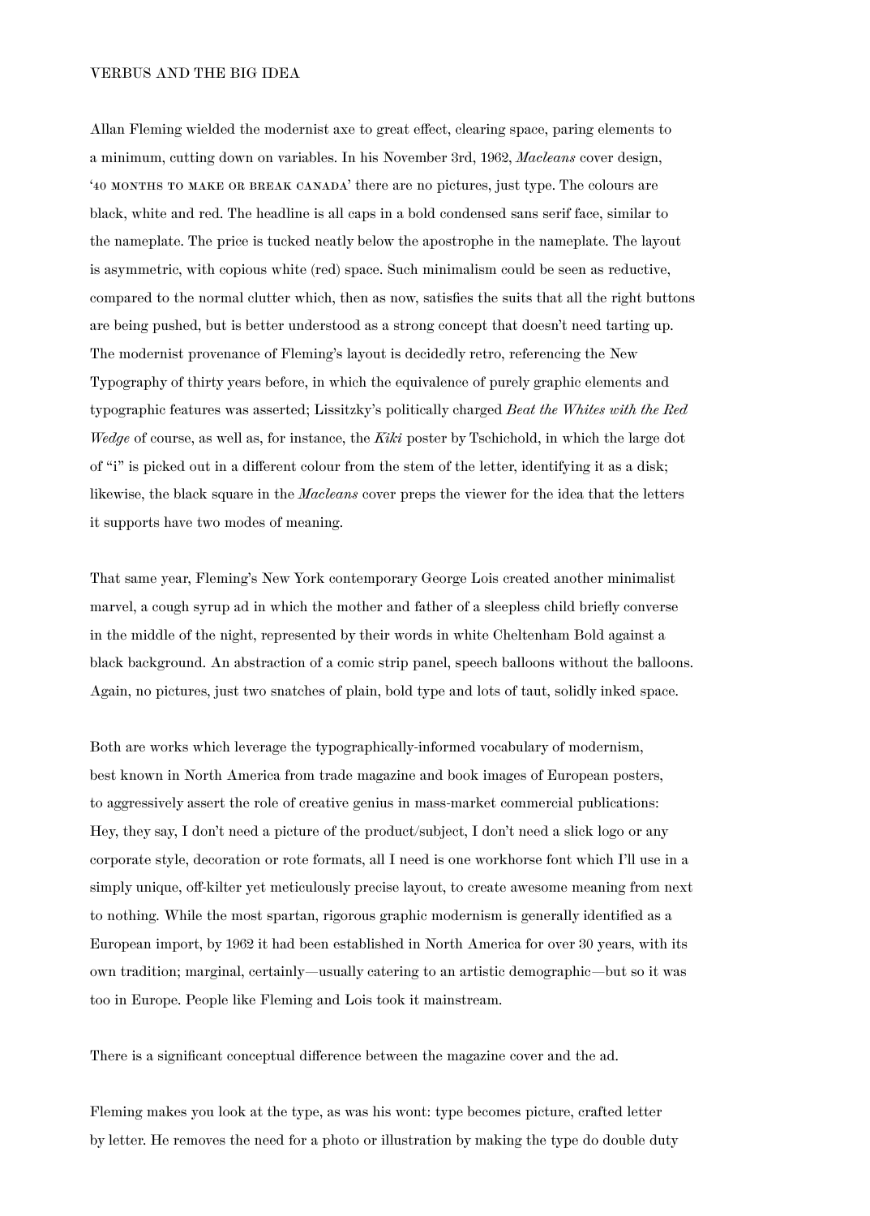VERBUS AND THE BIG IDEA

Allan Fleming wielded the modernist axe to great effect, clearing space, paring elements to a minimum, cutting down on variables. In his November 3rd, 1962, *Macleans* cover design, '40 MONTHS TO MAKE OR BREAK CANADA' there are no pictures, just type. The colours are black, white and red. The headline is all caps in a bold condensed sans serif face, similar to the nameplate. The price is tucked neatly below the apostrophe in the nameplate. The layout is asymmetric, with copious white (red) space. Such minimalism could be seen as reductive, compared to the normal clutter which, then as now, satisfies the suits that all the right buttons are being pushed, but is better understood as a strong concept that doesn't need tarting up. The modernist provenance of Fleming's layout is decidedly retro, referencing the New Typography of thirty years before, in which the equivalence of purely graphic elements and typographic features was asserted; Lissitzky's politically charged *Beat the Whites with the Red Wedge* of course, as well as, for instance, the *Kiki* poster by Tschichold, in which the large dot of "i" is picked out in a different colour from the stem of the letter, identifying it as a disk; likewise, the black square in the *Macleans* cover preps the viewer for the idea that the letters it supports have two modes of meaning.

That same year, Fleming's New York contemporary George Lois created another minimalist marvel, a cough syrup ad in which the mother and father of a sleepless child briefly converse in the middle of the night, represented by their words in white Cheltenham Bold against a black background. An abstraction of a comic strip panel, speech balloons without the balloons. Again, no pictures, just two snatches of plain, bold type and lots of taut, solidly inked space.

Both are works which leverage the typographically-informed vocabulary of modernism, best known in North America from trade magazine and book images of European posters, to aggressively assert the role of creative genius in mass-market commercial publications: Hey, they say, I don't need a picture of the product/subject, I don't need a slick logo or any corporate style, decoration or rote formats, all I need is one workhorse font which I'll use in a simply unique, off-kilter yet meticulously precise layout, to create awesome meaning from next to nothing. While the most spartan, rigorous graphic modernism is generally identified as a European import, by 1962 it had been established in North America for over 30 years, with its own tradition; marginal, certainly—usually catering to an artistic demographic—but so it was too in Europe. People like Fleming and Lois took it mainstream.

There is a significant conceptual difference between the magazine cover and the ad.

Fleming makes you look at the type, as was his wont: type becomes picture, crafted letter by letter. He removes the need for a photo or illustration by making the type do double duty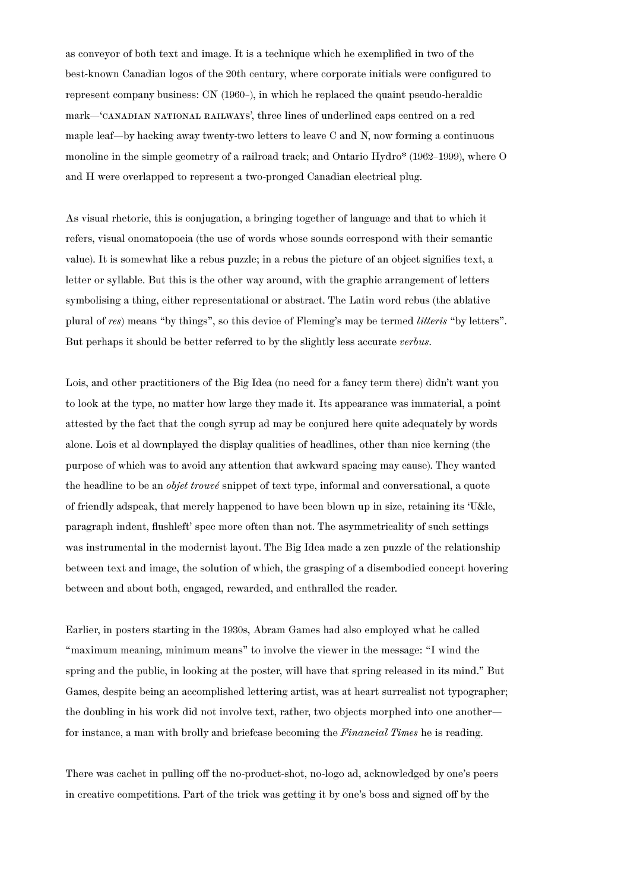as conveyor of both text and image. It is a technique which he exemplified in two of the best-known Canadian logos of the 20th century, where corporate initials were configured to represent company business: CN (1960–), in which he replaced the quaint pseudo-heraldic mark—'CANADIAN NATIONAL RAILWAYS', three lines of underlined caps centred on a red maple leaf—by hacking away twenty-two letters to leave C and N, now forming a continuous monoline in the simple geometry of a railroad track; and Ontario Hydro* (1962–1999), where O and H were overlapped to represent a two-pronged Canadian electrical plug.

As visual rhetoric, this is conjugation, a bringing together of language and that to which it refers, visual onomatopoeia (the use of words whose sounds correspond with their semantic value). It is somewhat like a rebus puzzle; in a rebus the picture of an object signifies text, a letter or syllable. But this is the other way around, with the graphic arrangement of letters symbolising a thing, either representational or abstract. The Latin word rebus (the ablative plural of *res*) means "by things", so this device of Fleming's may be termed *litteris* "by letters". But perhaps it should be better referred to by the slightly less accurate *verbus*.

Lois, and other practitioners of the Big Idea (no need for a fancy term there) didn't want you to look at the type, no matter how large they made it. Its appearance was immaterial, a point attested by the fact that the cough syrup ad may be conjured here quite adequately by words alone. Lois et al downplayed the display qualities of headlines, other than nice kerning (the purpose of which was to avoid any attention that awkward spacing may cause). They wanted the headline to be an *objet trouvé* snippet of text type, informal and conversational, a quote of friendly adspeak, that merely happened to have been blown up in size, retaining its 'U&lc, paragraph indent, flushleft' spec more often than not. The asymmetricality of such settings was instrumental in the modernist layout. The Big Idea made a zen puzzle of the relationship between text and image, the solution of which, the grasping of a disembodied concept hovering between and about both, engaged, rewarded, and enthralled the reader.

Earlier, in posters starting in the 1930s, Abram Games had also employed what he called "maximum meaning, minimum means" to involve the viewer in the message: "I wind the spring and the public, in looking at the poster, will have that spring released in its mind." But Games, despite being an accomplished lettering artist, was at heart surrealist not typographer; the doubling in his work did not involve text, rather, two objects morphed into one another—for instance, a man with brolly and briefcase becoming the *Financial Times* he is reading.

There was cachet in pulling off the no-product-shot, no-logo ad, acknowledged by one's peers in creative competitions. Part of the trick was getting it by one's boss and signed off by the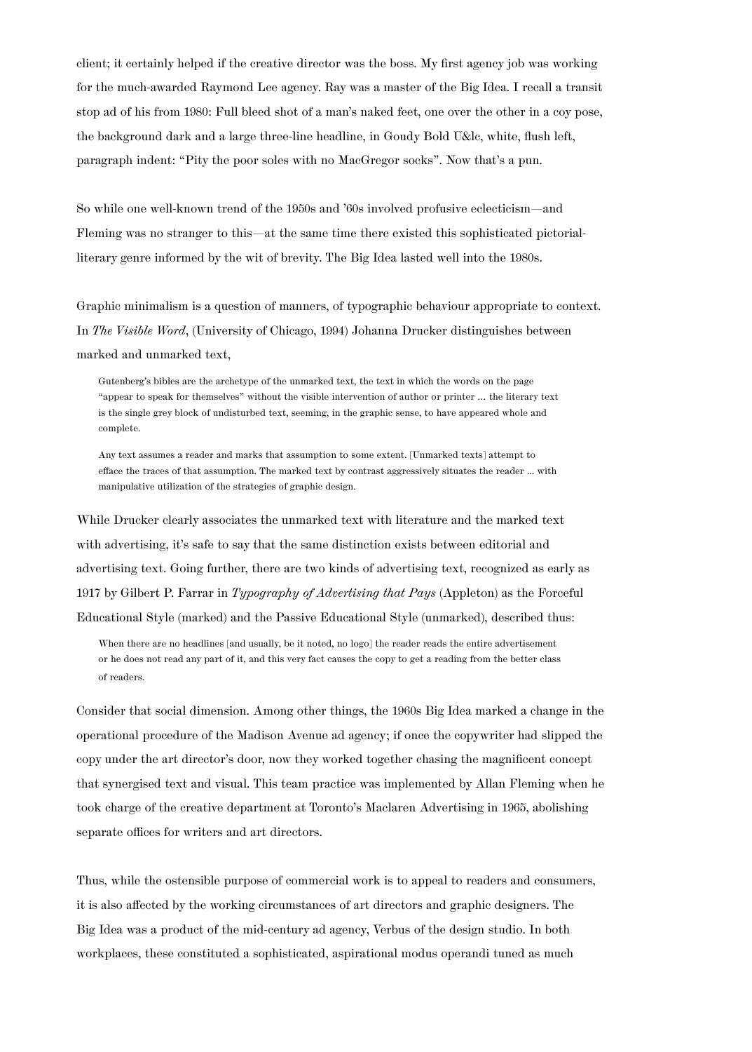client; it certainly helped if the creative director was the boss. My first agency job was working for the much-awarded Raymond Lee agency. Ray was a master of the Big Idea. I recall a transit stop ad of his from 1980: Full bleed shot of a man's naked feet, one over the other in a coy pose, the background dark and a large three-line headline, in Goudy Bold U&lc, white, flush left, paragraph indent: "Pity the poor soles with no MacGregor socks". Now that's a pun.

So while one well-known trend of the 1950s and '60s involved profusive eclecticism—and Fleming was no stranger to this—at the same time there existed this sophisticated pictorial-literary genre informed by the wit of brevity. The Big Idea lasted well into the 1980s.

Graphic minimalism is a question of manners, of typographic behaviour appropriate to context. In *The Visible Word*, (University of Chicago, 1994) Johanna Drucker distinguishes between marked and unmarked text,

> Gutenberg's bibles are the archetype of the unmarked text, the text in which the words on the page "appear to speak for themselves" without the visible intervention of author or printer ... the literary text is the single grey block of undisturbed text, seeming, in the graphic sense, to have appeared whole and complete.
>
> Any text assumes a reader and marks that assumption to some extent. [Unmarked texts] attempt to efface the traces of that assumption. The marked text by contrast aggressively situates the reader ... with manipulative utilization of the strategies of graphic design.

While Drucker clearly associates the unmarked text with literature and the marked text with advertising, it's safe to say that the same distinction exists between editorial and advertising text. Going further, there are two kinds of advertising text, recognized as early as 1917 by Gilbert P. Farrar in *Typography of Advertising that Pays* (Appleton) as the Forceful Educational Style (marked) and the Passive Educational Style (unmarked), described thus:

> When there are no headlines [and usually, be it noted, no logo] the reader reads the entire advertisement or he does not read any part of it, and this very fact causes the copy to get a reading from the better class of readers.

Consider that social dimension. Among other things, the 1960s Big Idea marked a change in the operational procedure of the Madison Avenue ad agency; if once the copywriter had slipped the copy under the art director's door, now they worked together chasing the magnificent concept that synergised text and visual. This team practice was implemented by Allan Fleming when he took charge of the creative department at Toronto's Maclaren Advertising in 1965, abolishing separate offices for writers and art directors.

Thus, while the ostensible purpose of commercial work is to appeal to readers and consumers, it is also affected by the working circumstances of art directors and graphic designers. The Big Idea was a product of the mid-century ad agency, Verbus of the design studio. In both workplaces, these constituted a sophisticated, aspirational modus operandi tuned as much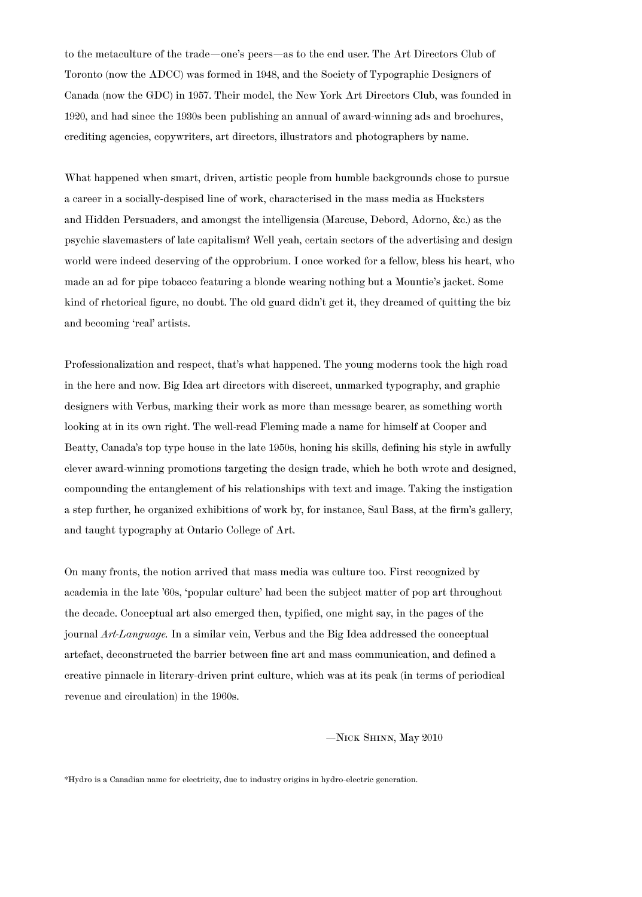to the metaculture of the trade—one's peers—as to the end user. The Art Directors Club of Toronto (now the ADCC) was formed in 1948, and the Society of Typographic Designers of Canada (now the GDC) in 1957. Their model, the New York Art Directors Club, was founded in 1920, and had since the 1930s been publishing an annual of award-winning ads and brochures, crediting agencies, copywriters, art directors, illustrators and photographers by name.

What happened when smart, driven, artistic people from humble backgrounds chose to pursue a career in a socially-despised line of work, characterised in the mass media as Hucksters and Hidden Persuaders, and amongst the intelligensia (Marcuse, Debord, Adorno, &c.) as the psychic slavemasters of late capitalism? Well yeah, certain sectors of the advertising and design world were indeed deserving of the opprobrium. I once worked for a fellow, bless his heart, who made an ad for pipe tobacco featuring a blonde wearing nothing but a Mountie's jacket. Some kind of rhetorical figure, no doubt. The old guard didn't get it, they dreamed of quitting the biz and becoming 'real' artists.

Professionalization and respect, that's what happened. The young moderns took the high road in the here and now. Big Idea art directors with discreet, unmarked typography, and graphic designers with Verbus, marking their work as more than message bearer, as something worth looking at in its own right. The well-read Fleming made a name for himself at Cooper and Beatty, Canada's top type house in the late 1950s, honing his skills, defining his style in awfully clever award-winning promotions targeting the design trade, which he both wrote and designed, compounding the entanglement of his relationships with text and image. Taking the instigation a step further, he organized exhibitions of work by, for instance, Saul Bass, at the firm's gallery, and taught typography at Ontario College of Art.

On many fronts, the notion arrived that mass media was culture too. First recognized by academia in the late '60s, 'popular culture' had been the subject matter of pop art throughout the decade. Conceptual art also emerged then, typified, one might say, in the pages of the journal *Art-Language*. In a similar vein, Verbus and the Big Idea addressed the conceptual artefact, deconstructed the barrier between fine art and mass communication, and defined a creative pinnacle in literary-driven print culture, which was at its peak (in terms of periodical revenue and circulation) in the 1960s.

—Nick Shinn, May 2010

*Hydro is a Canadian name for electricity, due to industry origins in hydro-electric generation.